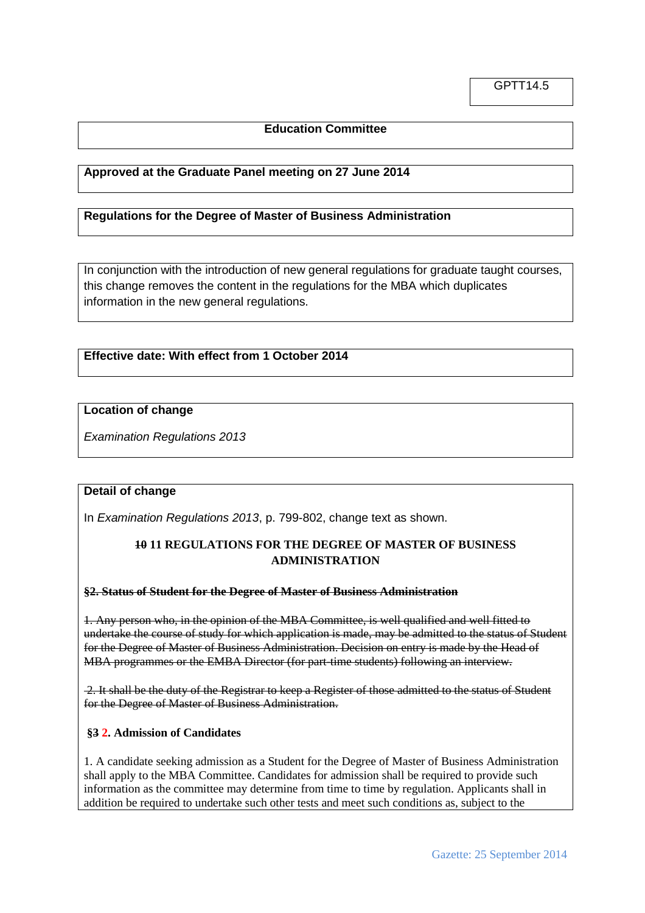GPTT14.5

**Education Committee**

**Approved at the Graduate Panel meeting on 27 June 2014**

**Regulations for the Degree of Master of Business Administration**

In conjunction with the introduction of new general regulations for graduate taught courses, this change removes the content in the regulations for the MBA which duplicates information in the new general regulations.

**Effective date: With effect from 1 October 2014**

**Location of change**

*Examination Regulations 2013*

**Detail of change**

In *Examination Regulations 2013*, p. 799-802, change text as shown.

**~~10~~ 11 REGULATIONS FOR THE DEGREE OF MASTER OF BUSINESS ADMINISTRATION**

**~~§2. Status of Student for the Degree of Master of Business Administration~~**

~~1. Any person who, in the opinion of the MBA Committee, is well qualified and well fitted to undertake the course of study for which application is made, may be admitted to the status of Student for the Degree of Master of Business Administration. Decision on entry is made by the Head of MBA programmes or the EMBA Director (for part-time students) following an interview.~~

~~2. It shall be the duty of the Registrar to keep a Register of those admitted to the status of Student for the Degree of Master of Business Administration.~~

**§~~3~~ 2. Admission of Candidates**

1. A candidate seeking admission as a Student for the Degree of Master of Business Administration shall apply to the MBA Committee. Candidates for admission shall be required to provide such information as the committee may determine from time to time by regulation. Applicants shall in addition be required to undertake such other tests and meet such conditions as, subject to the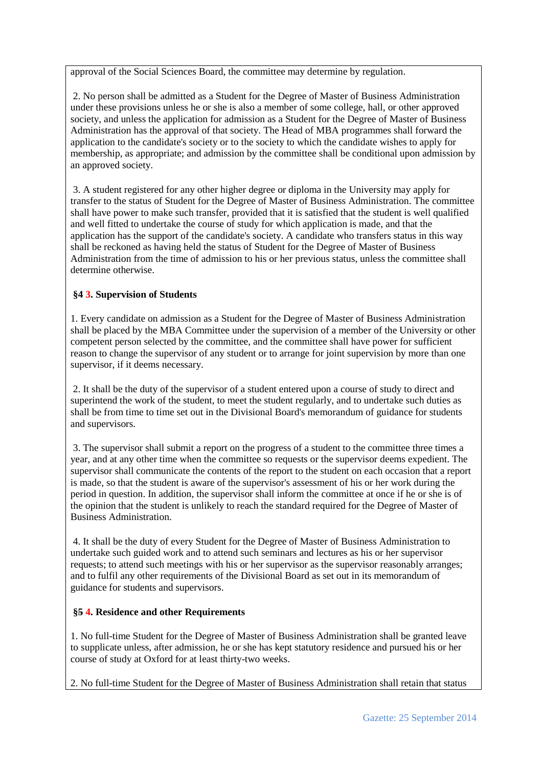approval of the Social Sciences Board, the committee may determine by regulation.

2. No person shall be admitted as a Student for the Degree of Master of Business Administration under these provisions unless he or she is also a member of some college, hall, or other approved society, and unless the application for admission as a Student for the Degree of Master of Business Administration has the approval of that society. The Head of MBA programmes shall forward the application to the candidate's society or to the society to which the candidate wishes to apply for membership, as appropriate; and admission by the committee shall be conditional upon admission by an approved society.

3. A student registered for any other higher degree or diploma in the University may apply for transfer to the status of Student for the Degree of Master of Business Administration. The committee shall have power to make such transfer, provided that it is satisfied that the student is well qualified and well fitted to undertake the course of study for which application is made, and that the application has the support of the candidate's society. A candidate who transfers status in this way shall be reckoned as having held the status of Student for the Degree of Master of Business Administration from the time of admission to his or her previous status, unless the committee shall determine otherwise.

**§~~4~~ 3. Supervision of Students**

1. Every candidate on admission as a Student for the Degree of Master of Business Administration shall be placed by the MBA Committee under the supervision of a member of the University or other competent person selected by the committee, and the committee shall have power for sufficient reason to change the supervisor of any student or to arrange for joint supervision by more than one supervisor, if it deems necessary.

2. It shall be the duty of the supervisor of a student entered upon a course of study to direct and superintend the work of the student, to meet the student regularly, and to undertake such duties as shall be from time to time set out in the Divisional Board's memorandum of guidance for students and supervisors.

3. The supervisor shall submit a report on the progress of a student to the committee three times a year, and at any other time when the committee so requests or the supervisor deems expedient. The supervisor shall communicate the contents of the report to the student on each occasion that a report is made, so that the student is aware of the supervisor's assessment of his or her work during the period in question. In addition, the supervisor shall inform the committee at once if he or she is of the opinion that the student is unlikely to reach the standard required for the Degree of Master of Business Administration.

4. It shall be the duty of every Student for the Degree of Master of Business Administration to undertake such guided work and to attend such seminars and lectures as his or her supervisor requests; to attend such meetings with his or her supervisor as the supervisor reasonably arranges; and to fulfil any other requirements of the Divisional Board as set out in its memorandum of guidance for students and supervisors.

**§~~5~~ 4. Residence and other Requirements**

1. No full-time Student for the Degree of Master of Business Administration shall be granted leave to supplicate unless, after admission, he or she has kept statutory residence and pursued his or her course of study at Oxford for at least thirty-two weeks.

2. No full-time Student for the Degree of Master of Business Administration shall retain that status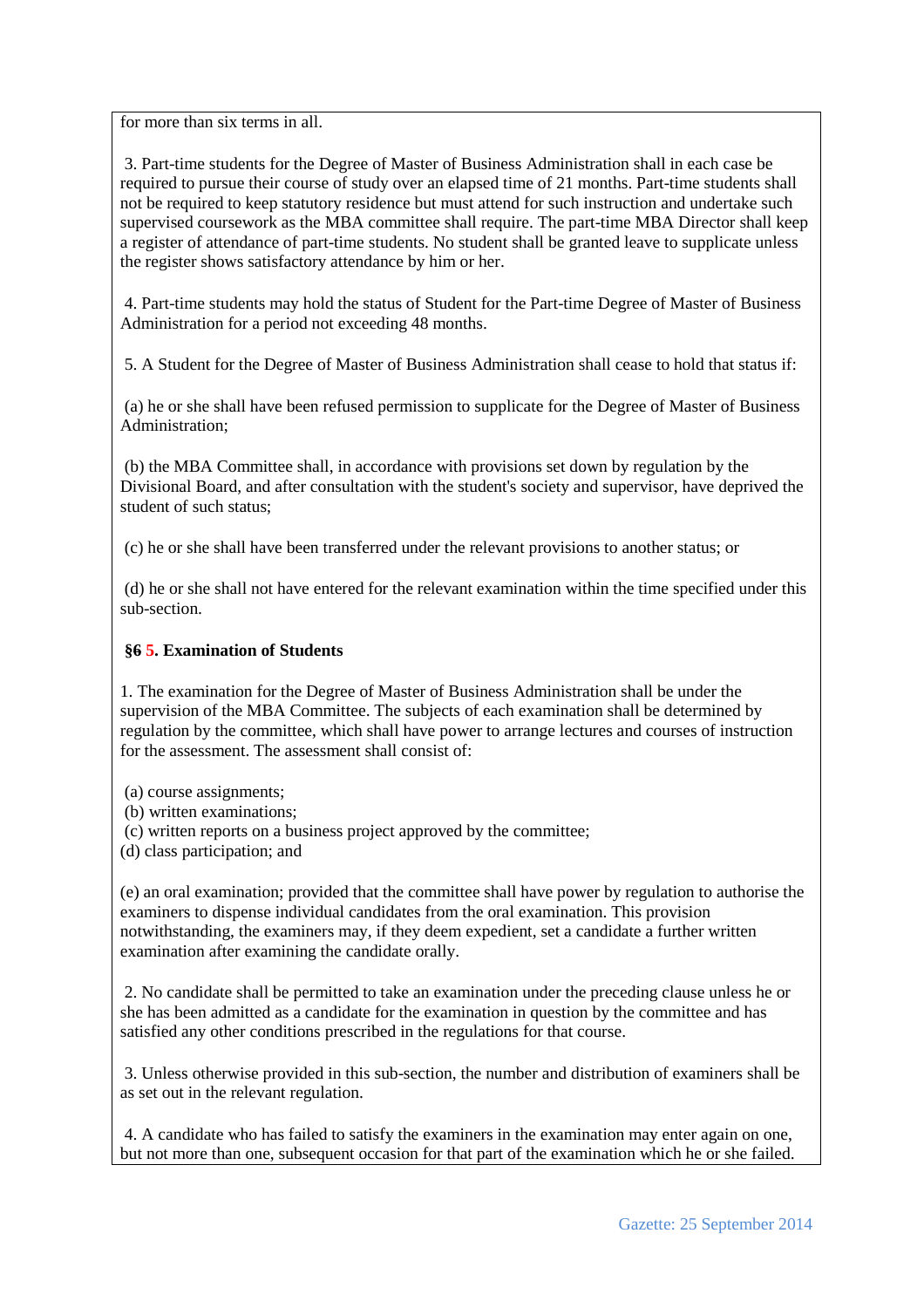for more than six terms in all.

3. Part-time students for the Degree of Master of Business Administration shall in each case be required to pursue their course of study over an elapsed time of 21 months. Part-time students shall not be required to keep statutory residence but must attend for such instruction and undertake such supervised coursework as the MBA committee shall require. The part-time MBA Director shall keep a register of attendance of part-time students. No student shall be granted leave to supplicate unless the register shows satisfactory attendance by him or her.

4. Part-time students may hold the status of Student for the Part-time Degree of Master of Business Administration for a period not exceeding 48 months.

5. A Student for the Degree of Master of Business Administration shall cease to hold that status if:

(a) he or she shall have been refused permission to supplicate for the Degree of Master of Business Administration;

(b) the MBA Committee shall, in accordance with provisions set down by regulation by the Divisional Board, and after consultation with the student's society and supervisor, have deprived the student of such status;

(c) he or she shall have been transferred under the relevant provisions to another status; or

(d) he or she shall not have entered for the relevant examination within the time specified under this sub-section.

**§~~6~~ 5. Examination of Students**

1. The examination for the Degree of Master of Business Administration shall be under the supervision of the MBA Committee. The subjects of each examination shall be determined by regulation by the committee, which shall have power to arrange lectures and courses of instruction for the assessment. The assessment shall consist of:

(a) course assignments;
(b) written examinations;
(c) written reports on a business project approved by the committee;
(d) class participation; and

(e) an oral examination; provided that the committee shall have power by regulation to authorise the examiners to dispense individual candidates from the oral examination. This provision notwithstanding, the examiners may, if they deem expedient, set a candidate a further written examination after examining the candidate orally.

2. No candidate shall be permitted to take an examination under the preceding clause unless he or she has been admitted as a candidate for the examination in question by the committee and has satisfied any other conditions prescribed in the regulations for that course.

3. Unless otherwise provided in this sub-section, the number and distribution of examiners shall be as set out in the relevant regulation.

4. A candidate who has failed to satisfy the examiners in the examination may enter again on one, but not more than one, subsequent occasion for that part of the examination which he or she failed.